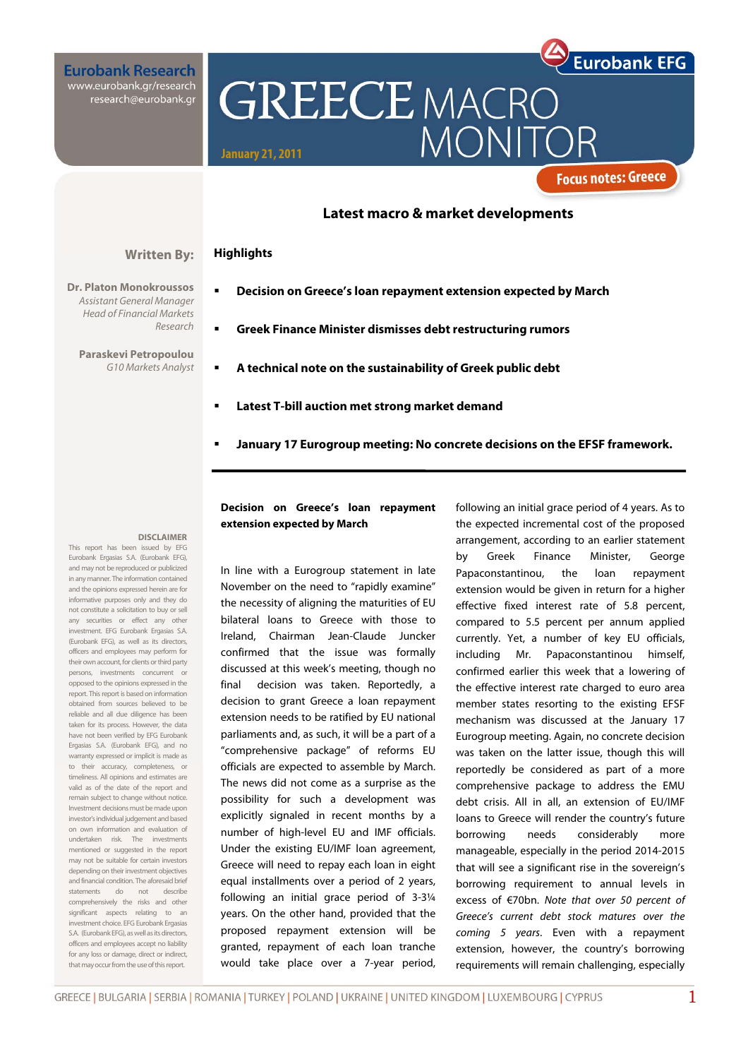# GREECE MACRO MONITOR

**Eurobank Research**
www.eurobank.gr/research
research@eurobank.gr

**Eurobank EFG**

January 21, 2011

**Focus notes: Greece**

## Latest macro & market developments

**Written By:**

**Dr. Platon Monokroussos**
*Assistant General Manager*
*Head of Financial Markets Research*

**Paraskevi Petropoulou**
*G10 Markets Analyst*

### Highlights

- **Decision on Greece's loan repayment extension expected by March**
- **Greek Finance Minister dismisses debt restructuring rumors**
- **A technical note on the sustainability of Greek public debt**
- **Latest T-bill auction met strong market demand**
- **January 17 Eurogroup meeting: No concrete decisions on the EFSF framework.**

**DISCLAIMER**
This report has been issued by EFG Eurobank Ergasias S.A. (Eurobank EFG), and may not be reproduced or publicized in any manner. The information contained and the opinions expressed herein are for informative purposes only and they do not constitute a solicitation to buy or sell any securities or effect any other investment. EFG Eurobank Ergasias S.A. (Eurobank EFG), as well as its directors, officers and employees may perform for their own account, for clients or third party persons, investments concurrent or opposed to the opinions expressed in the report. This report is based on information obtained from sources believed to be reliable and all due diligence has been taken for its process. However, the data have not been verified by EFG Eurobank Ergasias S.A. (Eurobank EFG), and no warranty expressed or implicit is made as to their accuracy, completeness, or timeliness. All opinions and estimates are valid as of the date of the report and remain subject to change without notice. Investment decisions must be made upon investor's individual judgement and based on own information and evaluation of undertaken risk. The investments mentioned or suggested in the report may not be suitable for certain investors depending on their investment objectives and financial condition. The aforesaid brief statements do not describe comprehensively the risks and other significant aspects relating to an investment choice. EFG Eurobank Ergasias S.A. (Eurobank EFG), as well as its directors, officers and employees accept no liability for any loss or damage, direct or indirect, that may occur from the use of this report.

**Decision on Greece's loan repayment extension expected by March**

In line with a Eurogroup statement in late November on the need to "rapidly examine" the necessity of aligning the maturities of EU bilateral loans to Greece with those to Ireland, Chairman Jean-Claude Juncker confirmed that the issue was formally discussed at this week's meeting, though no final decision was taken. Reportedly, a decision to grant Greece a loan repayment extension needs to be ratified by EU national parliaments and, as such, it will be a part of a "comprehensive package" of reforms EU officials are expected to assemble by March. The news did not come as a surprise as the possibility for such a development was explicitly signaled in recent months by a number of high-level EU and IMF officials. Under the existing EU/IMF loan agreement, Greece will need to repay each loan in eight equal installments over a period of 2 years, following an initial grace period of 3-3¼ years. On the other hand, provided that the proposed repayment extension will be granted, repayment of each loan tranche would take place over a 7-year period, following an initial grace period of 4 years. As to the expected incremental cost of the proposed arrangement, according to an earlier statement by Greek Finance Minister, George Papaconstantinou, the loan repayment extension would be given in return for a higher effective fixed interest rate of 5.8 percent, compared to 5.5 percent per annum applied currently. Yet, a number of key EU officials, including Mr. Papaconstantinou himself, confirmed earlier this week that a lowering of the effective interest rate charged to euro area member states resorting to the existing EFSF mechanism was discussed at the January 17 Eurogroup meeting. Again, no concrete decision was taken on the latter issue, though this will reportedly be considered as part of a more comprehensive package to address the EMU debt crisis. All in all, an extension of EU/IMF loans to Greece will render the country's future borrowing needs considerably more manageable, especially in the period 2014-2015 that will see a significant rise in the sovereign's borrowing requirement to annual levels in excess of €70bn. *Note that over 50 percent of Greece's current debt stock matures over the coming 5 years.* Even with a repayment extension, however, the country's borrowing requirements will remain challenging, especially

GREECE | BULGARIA | SERBIA | ROMANIA | TURKEY | POLAND | UKRAINE | UNITED KINGDOM | LUXEMBOURG | CYPRUS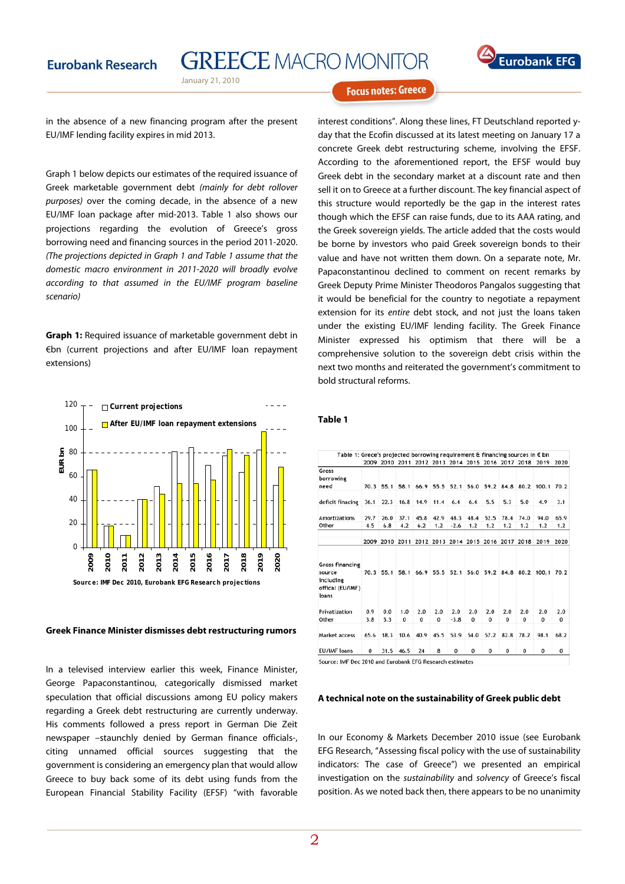in the absence of a new financing program after the present EU/IMF lending facility expires in mid 2013.

Graph 1 below depicts our estimates of the required issuance of Greek marketable government debt *(mainly for debt rollover purposes)* over the coming decade, in the absence of a new EU/IMF loan package after mid-2013. Table 1 also shows our projections regarding the evolution of Greece's gross borrowing need and financing sources in the period 2011-2020. *(The projections depicted in Graph 1 and Table 1 assume that the domestic macro environment in 2011-2020 will broadly evolve according to that assumed in the EU/IMF program baseline scenario)*

**Graph 1:** Required issuance of marketable government debt in €bn (current projections and after EU/IMF loan repayment extensions)

Source: IMF Dec 2010, Eurobank EFG Research projections

### Greek Finance Minister dismisses debt restructuring rumors

In a televised interview earlier this week, Finance Minister, George Papaconstantinou, categorically dismissed market speculation that official discussions among EU policy makers regarding a Greek debt restructuring are currently underway. His comments followed a press report in German Die Zeit newspaper –staunchly denied by German finance officials-, citing unnamed official sources suggesting that the government is considering an emergency plan that would allow Greece to buy back some of its debt using funds from the European Financial Stability Facility (EFSF) "with favorable interest conditions". Along these lines, FT Deutschland reported y-day that the Ecofin discussed at its latest meeting on January 17 a concrete Greek debt restructuring scheme, involving the EFSF. According to the aforementioned report, the EFSF would buy Greek debt in the secondary market at a discount rate and then sell it on to Greece at a further discount. The key financial aspect of this structure would reportedly be the gap in the interest rates though which the EFSF can raise funds, due to its AAA rating, and the Greek sovereign yields. The article added that the costs would be borne by investors who paid Greek sovereign bonds to their value and have not written them down. On a separate note, Mr. Papaconstantinou declined to comment on recent remarks by Greek Deputy Prime Minister Theodoros Pangalos suggesting that it would be beneficial for the country to negotiate a repayment extension for its *entire* debt stock, and not just the loans taken under the existing EU/IMF lending facility. The Greek Finance Minister expressed his optimism that there will be a comprehensive solution to the sovereign debt crisis within the next two months and reiterated the government's commitment to bold structural reforms.

**Table 1**

Table 1: Grece's projected borrowing requirement & financing sources in € bn

| | 2009 | 2010 | 2011 | 2012 | 2013 | 2014 | 2015 | 2016 | 2017 | 2018 | 2019 | 2020 |
|---|---|---|---|---|---|---|---|---|---|---|---|---|
| Gross borrowing need | 70.3 | 55.1 | 58.1 | 66.9 | 55.5 | 52.1 | 56.0 | 59.2 | 84.8 | 80.2 | 100.1 | 70.2 |
| deficit fincaing | 36.1 | 22.3 | 16.8 | 14.9 | 11.4 | 6.4 | 6.4 | 5.5 | 5.3 | 5.0 | 4.9 | 3.1 |
| Amortizations | 29.7 | 26.0 | 37.1 | 45.8 | 42.9 | 48.3 | 48.4 | 52.5 | 78.4 | 74.0 | 94.0 | 65.9 |
| Other | 4.5 | 6.8 | 4.2 | 6.2 | 1.2 | -2.6 | 1.2 | 1.2 | 1.2 | 1.2 | 1.2 | 1.2 |
| | 2009 | 2010 | 2011 | 2012 | 2013 | 2014 | 2015 | 2016 | 2017 | 2018 | 2019 | 2020 |
| Gross financing source including offical (EU/IMF) loans | 70.3 | 55.1 | 58.1 | 66.9 | 55.5 | 52.1 | 56.0 | 59.2 | 84.8 | 80.2 | 100.1 | 70.2 |
| Privatization | 0.9 | 0.0 | 1.0 | 2.0 | 2.0 | 2.0 | 2.0 | 2.0 | 2.0 | 2.0 | 2.0 | 2.0 |
| Other | 3.8 | 5.3 | 0 | 0 | 0 | -3.8 | 0 | 0 | 0 | 0 | 0 | 0 |
| Market access | 65.6 | 18.3 | 10.6 | 40.9 | 45.5 | 53.9 | 54.0 | 57.2 | 82.8 | 78.2 | 98.1 | 68.2 |
| EU/IMF loans | 0 | 31.5 | 46.5 | 24 | 8 | 0 | 0 | 0 | 0 | 0 | 0 | 0 |

Source: IMF Dec 2010 and Eurobank EFG Research estimates

### A technical note on the sustainability of Greek public debt

In our Economy & Markets December 2010 issue (see Eurobank EFG Research, "Assessing fiscal policy with the use of sustainability indicators: The case of Greece") we presented an empirical investigation on the *sustainability* and *solvency* of Greece's fiscal position. As we noted back then, there appears to be no unanimity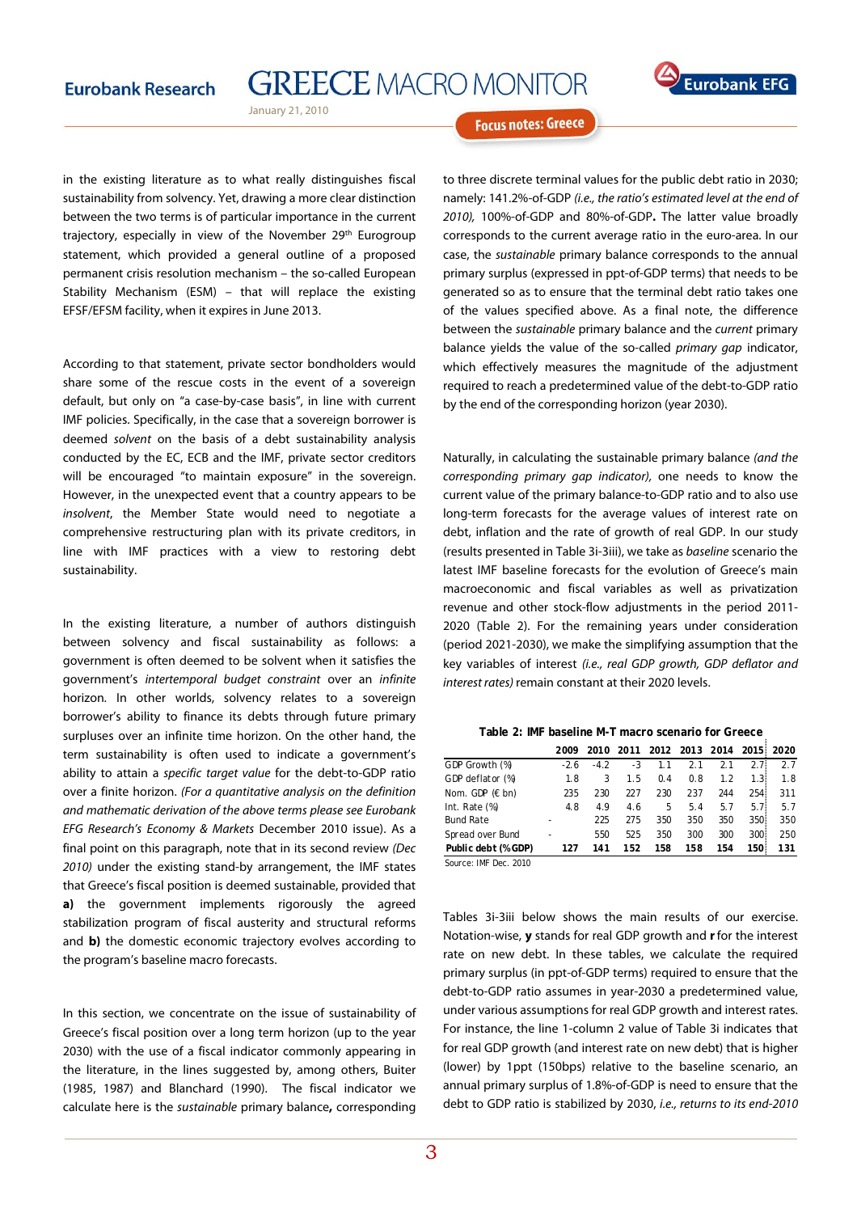in the existing literature as to what really distinguishes fiscal sustainability from solvency. Yet, drawing a more clear distinction between the two terms is of particular importance in the current trajectory, especially in view of the November 29th Eurogroup statement, which provided a general outline of a proposed permanent crisis resolution mechanism – the so-called European Stability Mechanism (ESM) – that will replace the existing EFSF/EFSM facility, when it expires in June 2013.

According to that statement, private sector bondholders would share some of the rescue costs in the event of a sovereign default, but only on "a case-by-case basis", in line with current IMF policies. Specifically, in the case that a sovereign borrower is deemed *solvent* on the basis of a debt sustainability analysis conducted by the EC, ECB and the IMF, private sector creditors will be encouraged "to maintain exposure" in the sovereign. However, in the unexpected event that a country appears to be *insolvent*, the Member State would need to negotiate a comprehensive restructuring plan with its private creditors, in line with IMF practices with a view to restoring debt sustainability.

In the existing literature, a number of authors distinguish between solvency and fiscal sustainability as follows: a government is often deemed to be solvent when it satisfies the government's *intertemporal budget constraint* over an *infinite* horizon. In other worlds, solvency relates to a sovereign borrower's ability to finance its debts through future primary surpluses over an infinite time horizon. On the other hand, the term sustainability is often used to indicate a government's ability to attain a *specific target value* for the debt-to-GDP ratio over a finite horizon. *(For a quantitative analysis on the definition and mathematic derivation of the above terms please see Eurobank EFG Research's Economy & Markets* December 2010 issue). As a final point on this paragraph, note that in its second review *(Dec 2010)* under the existing stand-by arrangement, the IMF states that Greece's fiscal position is deemed sustainable, provided that **a)** the government implements rigorously the agreed stabilization program of fiscal austerity and structural reforms and **b)** the domestic economic trajectory evolves according to the program's baseline macro forecasts.

In this section, we concentrate on the issue of sustainability of Greece's fiscal position over a long term horizon (up to the year 2030) with the use of a fiscal indicator commonly appearing in the literature, in the lines suggested by, among others, Buiter (1985, 1987) and Blanchard (1990). The fiscal indicator we calculate here is the *sustainable* primary balance**,** corresponding to three discrete terminal values for the public debt ratio in 2030; namely: 141.2%-of-GDP *(i.e., the ratio's estimated level at the end of 2010),* 100%-of-GDP and 80%-of-GDP**.** The latter value broadly corresponds to the current average ratio in the euro-area. In our case, the *sustainable* primary balance corresponds to the annual primary surplus (expressed in ppt-of-GDP terms) that needs to be generated so as to ensure that the terminal debt ratio takes one of the values specified above. As a final note, the difference between the *sustainable* primary balance and the *current* primary balance yields the value of the so-called *primary gap* indicator, which effectively measures the magnitude of the adjustment required to reach a predetermined value of the debt-to-GDP ratio by the end of the corresponding horizon (year 2030).

Naturally, in calculating the sustainable primary balance *(and the corresponding primary gap indicator),* one needs to know the current value of the primary balance-to-GDP ratio and to also use long-term forecasts for the average values of interest rate on debt, inflation and the rate of growth of real GDP. In our study (results presented in Table 3i-3iii), we take as *baseline* scenario the latest IMF baseline forecasts for the evolution of Greece's main macroeconomic and fiscal variables as well as privatization revenue and other stock-flow adjustments in the period 2011-2020 (Table 2). For the remaining years under consideration (period 2021-2030), we make the simplifying assumption that the key variables of interest *(i.e., real GDP growth, GDP deflator and interest rates)* remain constant at their 2020 levels.

**Table 2: IMF baseline M-T macro scenario for Greece**

| | 2009 | 2010 | 2011 | 2012 | 2013 | 2014 | 2015 | 2020 |
|---|---|---|---|---|---|---|---|---|
| GDP Growth (%) | -2.6 | -4.2 | -3 | 1.1 | 2.1 | 2.1 | 2.7 | 2.7 |
| GDP deflator (%) | 1.8 | 3 | 1.5 | 0.4 | 0.8 | 1.2 | 1.3 | 1.8 |
| Nom. GDP (€ bn) | 235 | 230 | 227 | 230 | 237 | 244 | 254 | 311 |
| Int. Rate (%) | 4.8 | 4.9 | 4.6 | 5 | 5.4 | 5.7 | 5.7 | 5.7 |
| Bund Rate | - | 225 | 275 | 350 | 350 | 350 | 350 | 350 |
| Spread over Bund | - | 550 | 525 | 350 | 300 | 300 | 300 | 250 |
| **Public debt (%GDP)** | **127** | **141** | **152** | **158** | **158** | **154** | **150** | **131** |

Source: IMF Dec. 2010

Tables 3i-3iii below shows the main results of our exercise. Notation-wise, **y** stands for real GDP growth and **r** for the interest rate on new debt. In these tables, we calculate the required primary surplus (in ppt-of-GDP terms) required to ensure that the debt-to-GDP ratio assumes in year-2030 a predetermined value, under various assumptions for real GDP growth and interest rates. For instance, the line 1-column 2 value of Table 3i indicates that for real GDP growth (and interest rate on new debt) that is higher (lower) by 1ppt (150bps) relative to the baseline scenario, an annual primary surplus of 1.8%-of-GDP is need to ensure that the debt to GDP ratio is stabilized by 2030, *i.e., returns to its end-2010*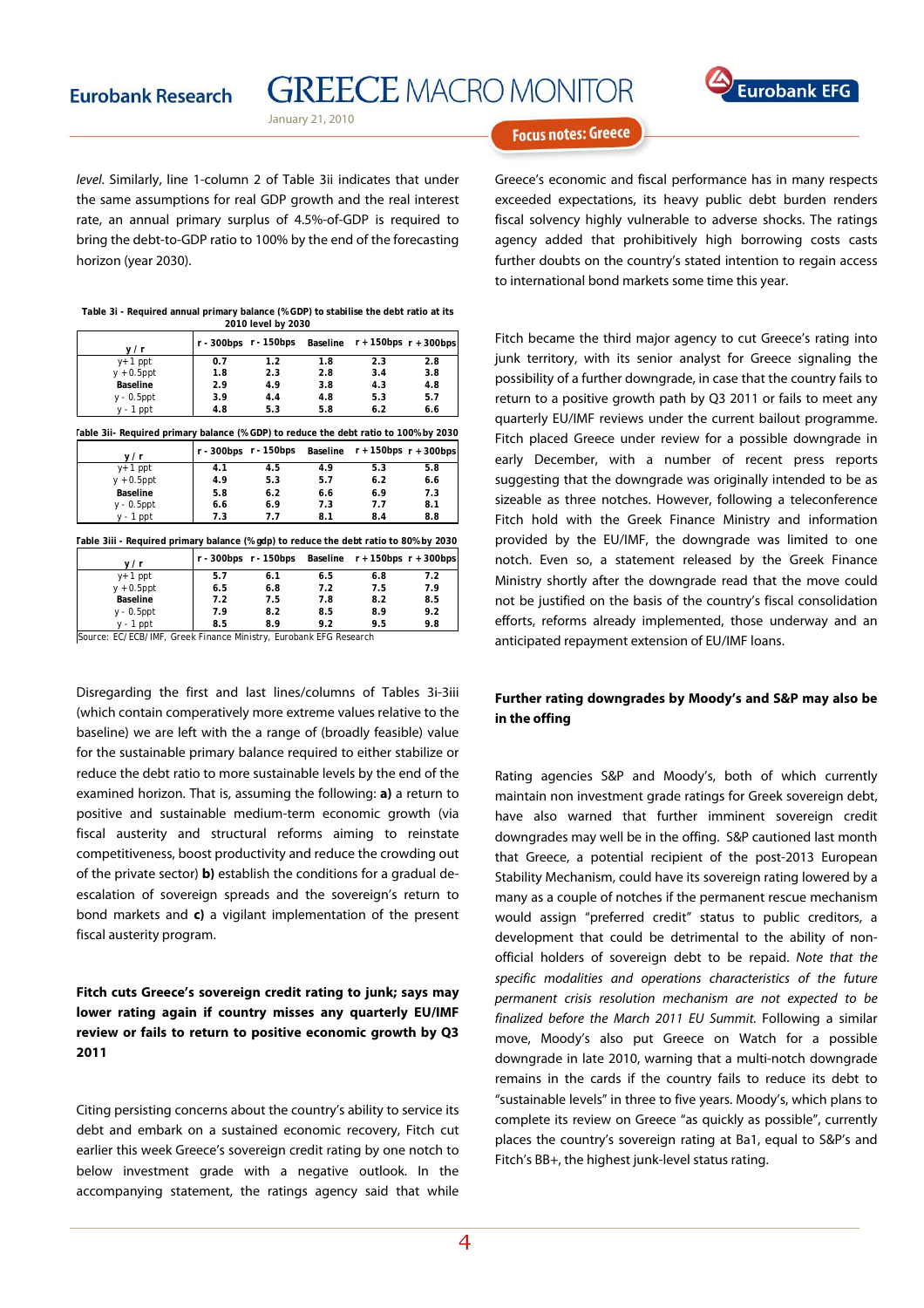level. Similarly, line 1-column 2 of Table 3ii indicates that under the same assumptions for real GDP growth and the real interest rate, an annual primary surplus of 4.5%-of-GDP is required to bring the debt-to-GDP ratio to 100% by the end of the forecasting horizon (year 2030).

**Table 3i - Required annual primary balance (%GDP) to stabilise the debt ratio at its 2010 level by 2030**

| y / r | r - 300bps | r - 150bps | Baseline | r + 150bps | r + 300bps |
|---|---|---|---|---|---|
| y+1 ppt | 0.7 | 1.2 | 1.8 | 2.3 | 2.8 |
| y + 0.5ppt | 1.8 | 2.3 | 2.8 | 3.4 | 3.8 |
| **Baseline** | 2.9 | 4.9 | 3.8 | 4.3 | 4.8 |
| y - 0.5ppt | 3.9 | 4.4 | 4.8 | 5.3 | 5.7 |
| y - 1 ppt | 4.8 | 5.3 | 5.8 | 6.2 | 6.6 |

**Table 3ii- Required primary balance (%GDP) to reduce the debt ratio to 100% by 2030**

| y / r | r - 300bps | r - 150bps | Baseline | r + 150bps | r + 300bps |
|---|---|---|---|---|---|
| y+1 ppt | 4.1 | 4.5 | 4.9 | 5.3 | 5.8 |
| y + 0.5ppt | 4.9 | 5.3 | 5.7 | 6.2 | 6.6 |
| **Baseline** | 5.8 | 6.2 | 6.6 | 6.9 | 7.3 |
| y - 0.5ppt | 6.6 | 6.9 | 7.3 | 7.7 | 8.1 |
| y - 1 ppt | 7.3 | 7.7 | 8.1 | 8.4 | 8.8 |

**Table 3iii - Required primary balance (% gdp) to reduce the debt ratio to 80% by 2030**

| y / r | r - 300bps | r - 150bps | Baseline | r + 150bps | r + 300bps |
|---|---|---|---|---|---|
| y+1 ppt | 5.7 | 6.1 | 6.5 | 6.8 | 7.2 |
| y + 0.5ppt | 6.5 | 6.8 | 7.2 | 7.5 | 7.9 |
| **Baseline** | 7.2 | 7.5 | 7.8 | 8.2 | 8.5 |
| y - 0.5ppt | 7.9 | 8.2 | 8.5 | 8.9 | 9.2 |
| y - 1 ppt | 8.5 | 8.9 | 9.2 | 9.5 | 9.8 |

Source: EC/ECB/IMF, Greek Finance Ministry, Eurobank EFG Research

Disregarding the first and last lines/columns of Tables 3i-3iii (which contain comperatively more extreme values relative to the baseline) we are left with the a range of (broadly feasible) value for the sustainable primary balance required to either stabilize or reduce the debt ratio to more sustainable levels by the end of the examined horizon. That is, assuming the following: **a)** a return to positive and sustainable medium-term economic growth (via fiscal austerity and structural reforms aiming to reinstate competitiveness, boost productivity and reduce the crowding out of the private sector) **b)** establish the conditions for a gradual de-escalation of sovereign spreads and the sovereign's return to bond markets and **c)** a vigilant implementation of the present fiscal austerity program.

**Fitch cuts Greece's sovereign credit rating to junk; says may lower rating again if country misses any quarterly EU/IMF review or fails to return to positive economic growth by Q3 2011**

Citing persisting concerns about the country's ability to service its debt and embark on a sustained economic recovery, Fitch cut earlier this week Greece's sovereign credit rating by one notch to below investment grade with a negative outlook. In the accompanying statement, the ratings agency said that while Greece's economic and fiscal performance has in many respects exceeded expectations, its heavy public debt burden renders fiscal solvency highly vulnerable to adverse shocks. The ratings agency added that prohibitively high borrowing costs casts further doubts on the country's stated intention to regain access to international bond markets some time this year.

Fitch became the third major agency to cut Greece's rating into junk territory, with its senior analyst for Greece signaling the possibility of a further downgrade, in case that the country fails to return to a positive growth path by Q3 2011 or fails to meet any quarterly EU/IMF reviews under the current bailout programme. Fitch placed Greece under review for a possible downgrade in early December, with a number of recent press reports suggesting that the downgrade was originally intended to be as sizeable as three notches. However, following a teleconference Fitch hold with the Greek Finance Ministry and information provided by the EU/IMF, the downgrade was limited to one notch. Even so, a statement released by the Greek Finance Ministry shortly after the downgrade read that the move could not be justified on the basis of the country's fiscal consolidation efforts, reforms already implemented, those underway and an anticipated repayment extension of EU/IMF loans.

**Further rating downgrades by Moody's and S&P may also be in the offing**

Rating agencies S&P and Moody's, both of which currently maintain non investment grade ratings for Greek sovereign debt, have also warned that further imminent sovereign credit downgrades may well be in the offing. S&P cautioned last month that Greece, a potential recipient of the post-2013 European Stability Mechanism, could have its sovereign rating lowered by a many as a couple of notches if the permanent rescue mechanism would assign "preferred credit" status to public creditors, a development that could be detrimental to the ability of non-official holders of sovereign debt to be repaid. *Note that the specific modalities and operations characteristics of the future permanent crisis resolution mechanism are not expected to be finalized before the March 2011 EU Summit.* Following a similar move, Moody's also put Greece on Watch for a possible downgrade in late 2010, warning that a multi-notch downgrade remains in the cards if the country fails to reduce its debt to "sustainable levels" in three to five years. Moody's, which plans to complete its review on Greece "as quickly as possible", currently places the country's sovereign rating at Ba1, equal to S&P's and Fitch's BB+, the highest junk-level status rating.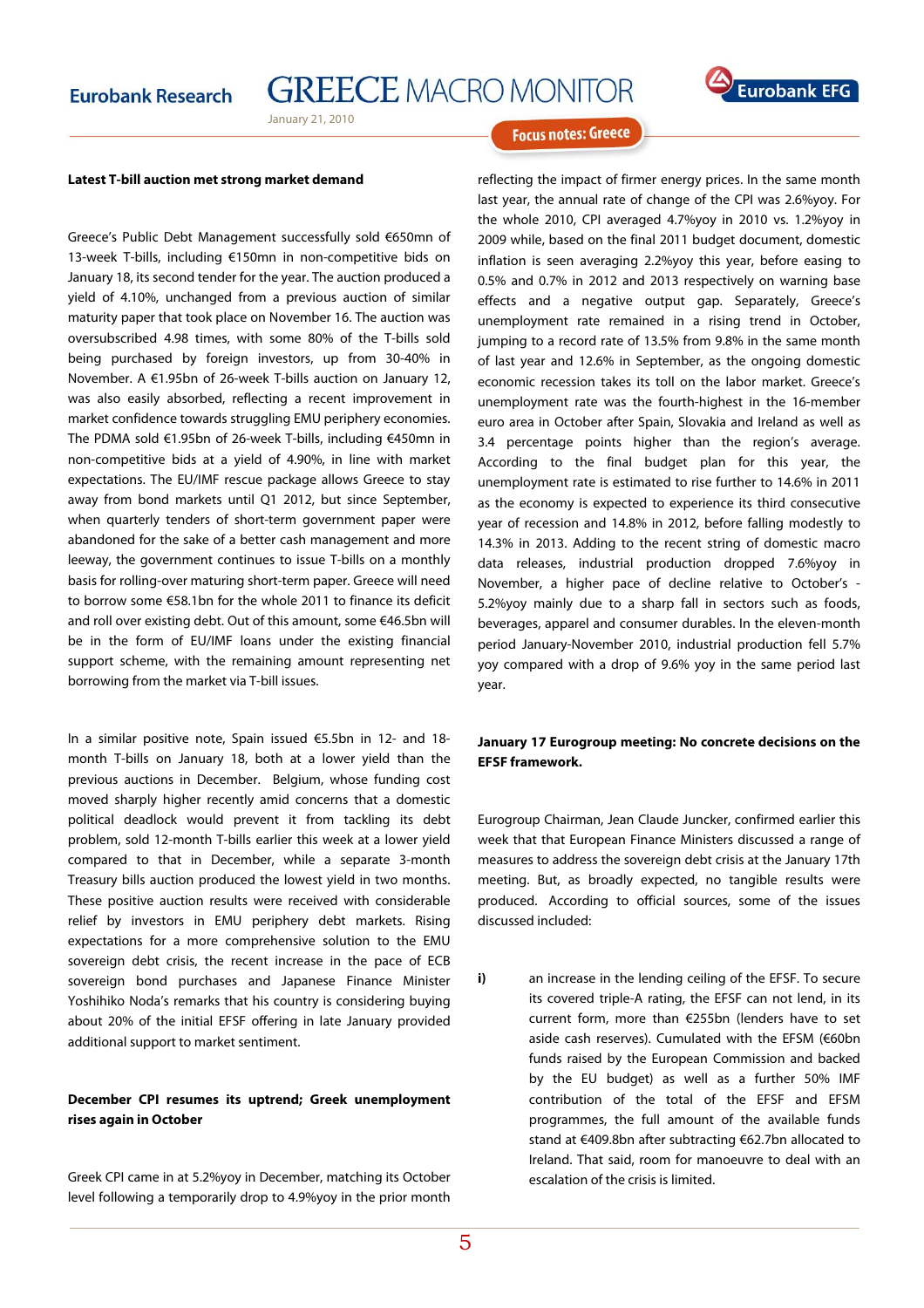**Latest T-bill auction met strong market demand**

Greece's Public Debt Management successfully sold €650mn of 13-week T-bills, including €150mn in non-competitive bids on January 18, its second tender for the year. The auction produced a yield of 4.10%, unchanged from a previous auction of similar maturity paper that took place on November 16. The auction was oversubscribed 4.98 times, with some 80% of the T-bills sold being purchased by foreign investors, up from 30-40% in November. A €1.95bn of 26-week T-bills auction on January 12, was also easily absorbed, reflecting a recent improvement in market confidence towards struggling EMU periphery economies. The PDMA sold €1.95bn of 26-week T-bills, including €450mn in non-competitive bids at a yield of 4.90%, in line with market expectations. The EU/IMF rescue package allows Greece to stay away from bond markets until Q1 2012, but since September, when quarterly tenders of short-term government paper were abandoned for the sake of a better cash management and more leeway, the government continues to issue T-bills on a monthly basis for rolling-over maturing short-term paper. Greece will need to borrow some €58.1bn for the whole 2011 to finance its deficit and roll over existing debt. Out of this amount, some €46.5bn will be in the form of EU/IMF loans under the existing financial support scheme, with the remaining amount representing net borrowing from the market via T-bill issues.

In a similar positive note, Spain issued €5.5bn in 12- and 18-month T-bills on January 18, both at a lower yield than the previous auctions in December. Belgium, whose funding cost moved sharply higher recently amid concerns that a domestic political deadlock would prevent it from tackling its debt problem, sold 12-month T-bills earlier this week at a lower yield compared to that in December, while a separate 3-month Treasury bills auction produced the lowest yield in two months. These positive auction results were received with considerable relief by investors in EMU periphery debt markets. Rising expectations for a more comprehensive solution to the EMU sovereign debt crisis, the recent increase in the pace of ECB sovereign bond purchases and Japanese Finance Minister Yoshihiko Noda's remarks that his country is considering buying about 20% of the initial EFSF offering in late January provided additional support to market sentiment.

**December CPI resumes its uptrend; Greek unemployment rises again in October**

Greek CPI came in at 5.2%yoy in December, matching its October level following a temporarily drop to 4.9%yoy in the prior month reflecting the impact of firmer energy prices. In the same month last year, the annual rate of change of the CPI was 2.6%yoy. For the whole 2010, CPI averaged 4.7%yoy in 2010 vs. 1.2%yoy in 2009 while, based on the final 2011 budget document, domestic inflation is seen averaging 2.2%yoy this year, before easing to 0.5% and 0.7% in 2012 and 2013 respectively on warning base effects and a negative output gap. Separately, Greece's unemployment rate remained in a rising trend in October, jumping to a record rate of 13.5% from 9.8% in the same month of last year and 12.6% in September, as the ongoing domestic economic recession takes its toll on the labor market. Greece's unemployment rate was the fourth-highest in the 16-member euro area in October after Spain, Slovakia and Ireland as well as 3.4 percentage points higher than the region's average. According to the final budget plan for this year, the unemployment rate is estimated to rise further to 14.6% in 2011 as the economy is expected to experience its third consecutive year of recession and 14.8% in 2012, before falling modestly to 14.3% in 2013. Adding to the recent string of domestic macro data releases, industrial production dropped 7.6%yoy in November, a higher pace of decline relative to October's -5.2%yoy mainly due to a sharp fall in sectors such as foods, beverages, apparel and consumer durables. In the eleven-month period January-November 2010, industrial production fell 5.7% yoy compared with a drop of 9.6% yoy in the same period last year.

**January 17 Eurogroup meeting: No concrete decisions on the EFSF framework.**

Eurogroup Chairman, Jean Claude Juncker, confirmed earlier this week that that European Finance Ministers discussed a range of measures to address the sovereign debt crisis at the January 17th meeting. But, as broadly expected, no tangible results were produced. According to official sources, some of the issues discussed included:

**i)** an increase in the lending ceiling of the EFSF. To secure its covered triple-A rating, the EFSF can not lend, in its current form, more than €255bn (lenders have to set aside cash reserves). Cumulated with the EFSM (€60bn funds raised by the European Commission and backed by the EU budget) as well as a further 50% IMF contribution of the total of the EFSF and EFSM programmes, the full amount of the available funds stand at €409.8bn after subtracting €62.7bn allocated to Ireland. That said, room for manoeuvre to deal with an escalation of the crisis is limited.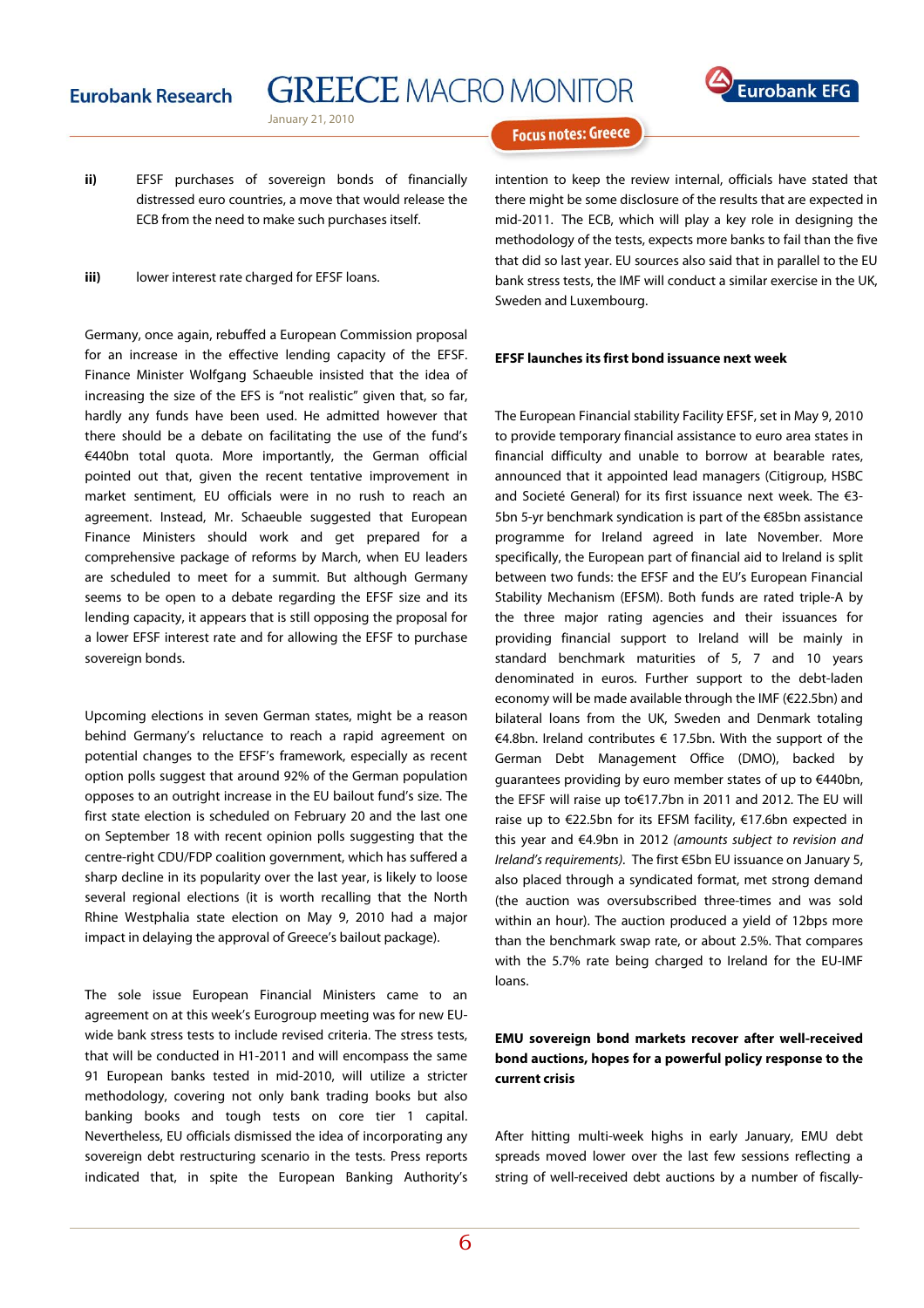ii) EFSF purchases of sovereign bonds of financially distressed euro countries, a move that would release the ECB from the need to make such purchases itself.

iii) lower interest rate charged for EFSF loans.

Germany, once again, rebuffed a European Commission proposal for an increase in the effective lending capacity of the EFSF. Finance Minister Wolfgang Schaeuble insisted that the idea of increasing the size of the EFS is "not realistic" given that, so far, hardly any funds have been used. He admitted however that there should be a debate on facilitating the use of the fund's €440bn total quota. More importantly, the German official pointed out that, given the recent tentative improvement in market sentiment, EU officials were in no rush to reach an agreement. Instead, Mr. Schaeuble suggested that European Finance Ministers should work and get prepared for a comprehensive package of reforms by March, when EU leaders are scheduled to meet for a summit. But although Germany seems to be open to a debate regarding the EFSF size and its lending capacity, it appears that is still opposing the proposal for a lower EFSF interest rate and for allowing the EFSF to purchase sovereign bonds.

Upcoming elections in seven German states, might be a reason behind Germany's reluctance to reach a rapid agreement on potential changes to the EFSF's framework, especially as recent option polls suggest that around 92% of the German population opposes to an outright increase in the EU bailout fund's size. The first state election is scheduled on February 20 and the last one on September 18 with recent opinion polls suggesting that the centre-right CDU/FDP coalition government, which has suffered a sharp decline in its popularity over the last year, is likely to loose several regional elections (it is worth recalling that the North Rhine Westphalia state election on May 9, 2010 had a major impact in delaying the approval of Greece's bailout package).

The sole issue European Financial Ministers came to an agreement on at this week's Eurogroup meeting was for new EU-wide bank stress tests to include revised criteria. The stress tests, that will be conducted in H1-2011 and will encompass the same 91 European banks tested in mid-2010, will utilize a stricter methodology, covering not only bank trading books but also banking books and tough tests on core tier 1 capital. Nevertheless, EU officials dismissed the idea of incorporating any sovereign debt restructuring scenario in the tests. Press reports indicated that, in spite the European Banking Authority's intention to keep the review internal, officials have stated that there might be some disclosure of the results that are expected in mid-2011. The ECB, which will play a key role in designing the methodology of the tests, expects more banks to fail than the five that did so last year. EU sources also said that in parallel to the EU bank stress tests, the IMF will conduct a similar exercise in the UK, Sweden and Luxembourg.

**EFSF launches its first bond issuance next week**

The European Financial stability Facility EFSF, set in May 9, 2010 to provide temporary financial assistance to euro area states in financial difficulty and unable to borrow at bearable rates, announced that it appointed lead managers (Citigroup, HSBC and Societé General) for its first issuance next week. The €3-5bn 5-yr benchmark syndication is part of the €85bn assistance programme for Ireland agreed in late November. More specifically, the European part of financial aid to Ireland is split between two funds: the EFSF and the EU's European Financial Stability Mechanism (EFSM). Both funds are rated triple-A by the three major rating agencies and their issuances for providing financial support to Ireland will be mainly in standard benchmark maturities of 5, 7 and 10 years denominated in euros. Further support to the debt-laden economy will be made available through the IMF (€22.5bn) and bilateral loans from the UK, Sweden and Denmark totaling €4.8bn. Ireland contributes € 17.5bn. With the support of the German Debt Management Office (DMO), backed by guarantees providing by euro member states of up to €440bn, the EFSF will raise up to€17.7bn in 2011 and 2012. The EU will raise up to €22.5bn for its EFSM facility, €17.6bn expected in this year and €4.9bn in 2012 *(amounts subject to revision and Ireland's requirements)*. The first €5bn EU issuance on January 5, also placed through a syndicated format, met strong demand (the auction was oversubscribed three-times and was sold within an hour). The auction produced a yield of 12bps more than the benchmark swap rate, or about 2.5%. That compares with the 5.7% rate being charged to Ireland for the EU-IMF loans.

**EMU sovereign bond markets recover after well-received bond auctions, hopes for a powerful policy response to the current crisis**

After hitting multi-week highs in early January, EMU debt spreads moved lower over the last few sessions reflecting a string of well-received debt auctions by a number of fiscally-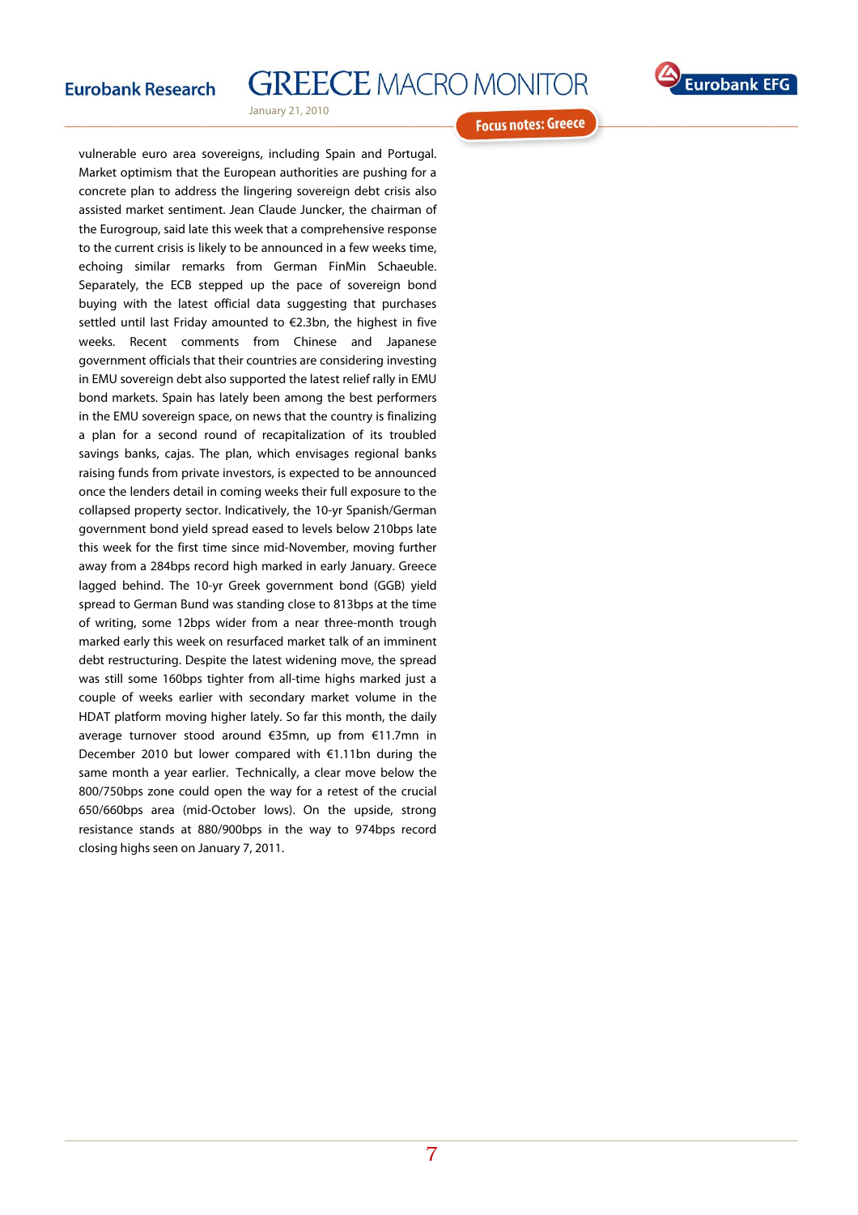vulnerable euro area sovereigns, including Spain and Portugal. Market optimism that the European authorities are pushing for a concrete plan to address the lingering sovereign debt crisis also assisted market sentiment. Jean Claude Juncker, the chairman of the Eurogroup, said late this week that a comprehensive response to the current crisis is likely to be announced in a few weeks time, echoing similar remarks from German FinMin Schaeuble. Separately, the ECB stepped up the pace of sovereign bond buying with the latest official data suggesting that purchases settled until last Friday amounted to €2.3bn, the highest in five weeks. Recent comments from Chinese and Japanese government officials that their countries are considering investing in EMU sovereign debt also supported the latest relief rally in EMU bond markets. Spain has lately been among the best performers in the EMU sovereign space, on news that the country is finalizing a plan for a second round of recapitalization of its troubled savings banks, cajas. The plan, which envisages regional banks raising funds from private investors, is expected to be announced once the lenders detail in coming weeks their full exposure to the collapsed property sector. Indicatively, the 10-yr Spanish/German government bond yield spread eased to levels below 210bps late this week for the first time since mid-November, moving further away from a 284bps record high marked in early January. Greece lagged behind. The 10-yr Greek government bond (GGB) yield spread to German Bund was standing close to 813bps at the time of writing, some 12bps wider from a near three-month trough marked early this week on resurfaced market talk of an imminent debt restructuring. Despite the latest widening move, the spread was still some 160bps tighter from all-time highs marked just a couple of weeks earlier with secondary market volume in the HDAT platform moving higher lately. So far this month, the daily average turnover stood around €35mn, up from €11.7mn in December 2010 but lower compared with €1.11bn during the same month a year earlier. Technically, a clear move below the 800/750bps zone could open the way for a retest of the crucial 650/660bps area (mid-October lows). On the upside, strong resistance stands at 880/900bps in the way to 974bps record closing highs seen on January 7, 2011.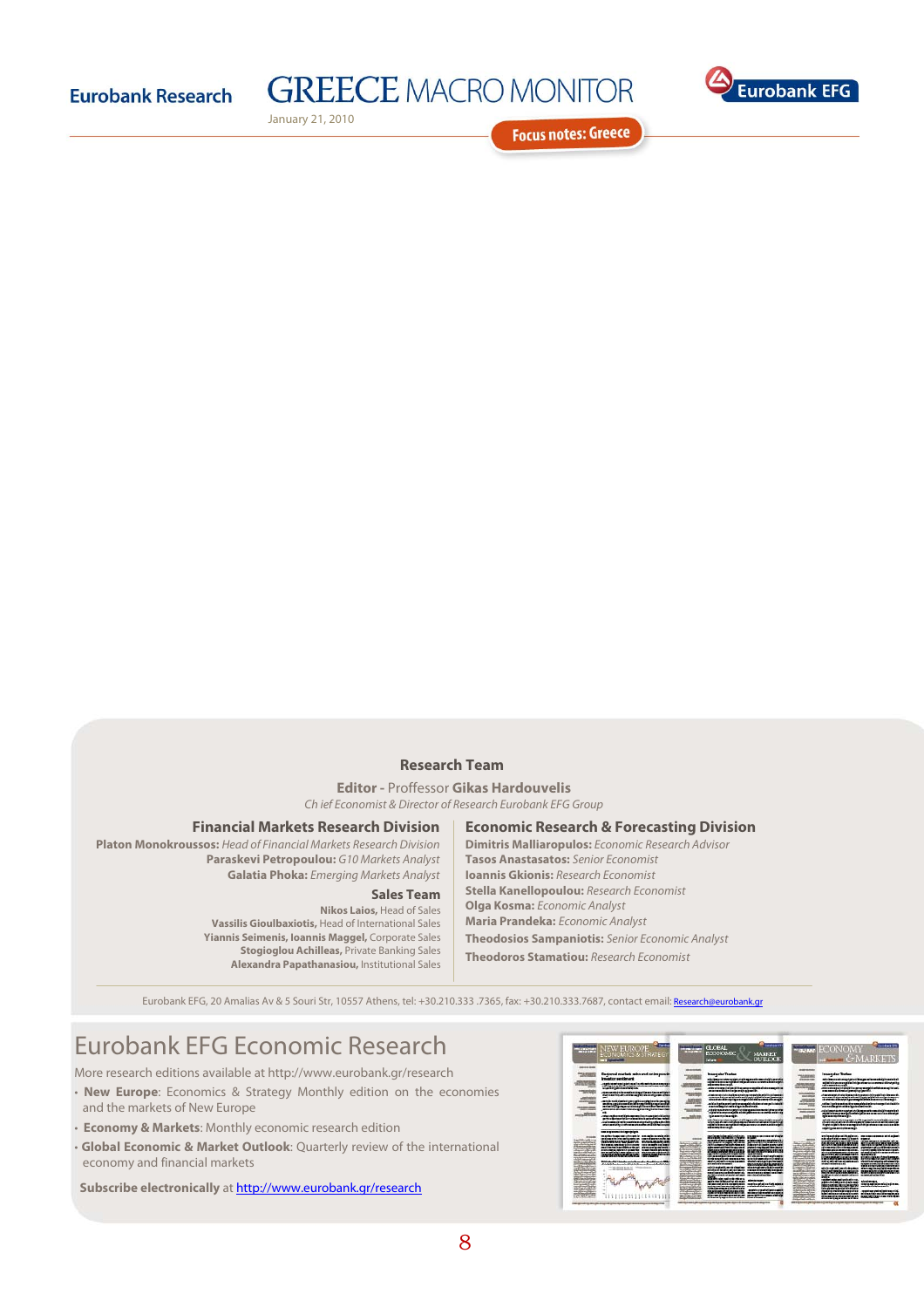## Research Team

**Editor -** Proffessor **Gikas Hardouvelis**
*Ch ief Economist & Director of Research Eurobank EFG Group*

### Financial Markets Research Division

**Platon Monokroussos:** *Head of Financial Markets Research Division*
**Paraskevi Petropoulou:** *G10 Markets Analyst*
**Galatia Phoka:** *Emerging Markets Analyst*

### Sales Team

**Nikos Laios,** Head of Sales
**Vassilis Gioulbaxiotis,** Head of International Sales
**Yiannis Seimenis, Ioannis Maggel,** Corporate Sales
**Stogioglou Achilleas,** Private Banking Sales
**Alexandra Papathanasiou,** Institutional Sales

### Economic Research & Forecasting Division

**Dimitris Malliaropulos:** *Economic Research Advisor*
**Tasos Anastasatos:** *Senior Economist*
**Ioannis Gkionis:** *Research Economist*
**Stella Kanellopoulou:** *Research Economist*
**Olga Kosma:** *Economic Analyst*
**Maria Prandeka:** *Economic Analyst*
**Theodosios Sampaniotis:** *Senior Economic Analyst*
**Theodoros Stamatiou:** *Research Economist*

Eurobank EFG, 20 Amalias Av & 5 Souri Str, 10557 Athens, tel: +30.210.333 .7365, fax: +30.210.333.7687, contact email: Research@eurobank.gr

# Eurobank EFG Economic Research

More research editions available at http://www.eurobank.gr/research

- **New Europe**: Economics & Strategy Monthly edition on the economies and the markets of New Europe
- **Economy & Markets**: Monthly economic research edition
- **Global Economic & Market Outlook**: Quarterly review of the international economy and financial markets

**Subscribe electronically** at http://www.eurobank.gr/research